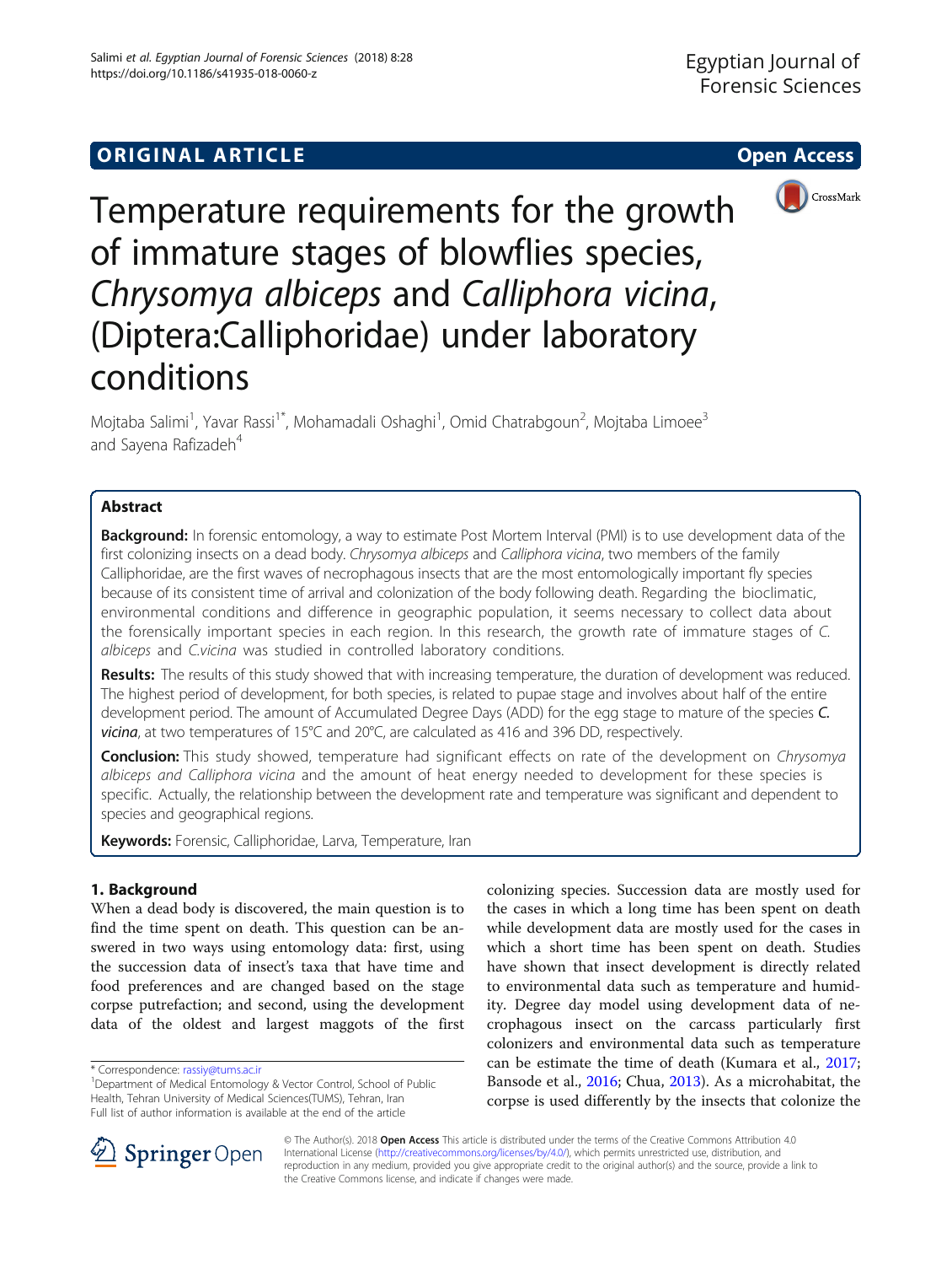ORIGINAL ARTICLE Open Access

# Temperature requirements for the growth of immature stages of blowflies species, *Chrysomya albiceps* and *Calliphora vicina*, (Diptera:Calliphoridae) under laboratory conditions

Mojtaba Salimi[1], Yavar Rassi[1*], Mohamadali Oshaghi[1], Omid Chatrabgoun[2], Mojtaba Limoee[3] and Sayena Rafizadeh[4]

## Abstract

**Background:** In forensic entomology, a way to estimate Post Mortem Interval (PMI) is to use development data of the first colonizing insects on a dead body. *Chrysomya albiceps* and *Calliphora vicina*, two members of the family Calliphoridae, are the first waves of necrophagous insects that are the most entomologically important fly species because of its consistent time of arrival and colonization of the body following death. Regarding the bioclimatic, environmental conditions and difference in geographic population, it seems necessary to collect data about the forensically important species in each region. In this research, the growth rate of immature stages of *C. albiceps* and *C.vicina* was studied in controlled laboratory conditions.

**Results:** The results of this study showed that with increasing temperature, the duration of development was reduced. The highest period of development, for both species, is related to pupae stage and involves about half of the entire development period. The amount of Accumulated Degree Days (ADD) for the egg stage to mature of the species ***C. vicina***, at two temperatures of 15°C and 20°C, are calculated as 416 and 396 DD, respectively.

**Conclusion:** This study showed, temperature had significant effects on rate of the development on *Chrysomya albiceps and Calliphora vicina* and the amount of heat energy needed to development for these species is specific. Actually, the relationship between the development rate and temperature was significant and dependent to species and geographical regions.

**Keywords:** Forensic, Calliphoridae, Larva, Temperature, Iran

## 1. Background

When a dead body is discovered, the main question is to find the time spent on death. This question can be answered in two ways using entomology data: first, using the succession data of insect's taxa that have time and food preferences and are changed based on the stage corpse putrefaction; and second, using the development data of the oldest and largest maggots of the first colonizing species. Succession data are mostly used for the cases in which a long time has been spent on death while development data are mostly used for the cases in which a short time has been spent on death. Studies have shown that insect development is directly related to environmental data such as temperature and humidity. Degree day model using development data of necrophagous insect on the carcass particularly first colonizers and environmental data such as temperature can be estimate the time of death (Kumara et al., 2017; Bansode et al., 2016; Chua, 2013). As a microhabitat, the corpse is used differently by the insects that colonize the

\* Correspondence: rassiy@tums.ac.ir

[1]Department of Medical Entomology & Vector Control, School of Public Health, Tehran University of Medical Sciences(TUMS), Tehran, Iran

Full list of author information is available at the end of the article

© The Author(s). 2018 **Open Access** This article is distributed under the terms of the Creative Commons Attribution 4.0 International License (http://creativecommons.org/licenses/by/4.0/), which permits unrestricted use, distribution, and reproduction in any medium, provided you give appropriate credit to the original author(s) and the source, provide a link to the Creative Commons license, and indicate if changes were made.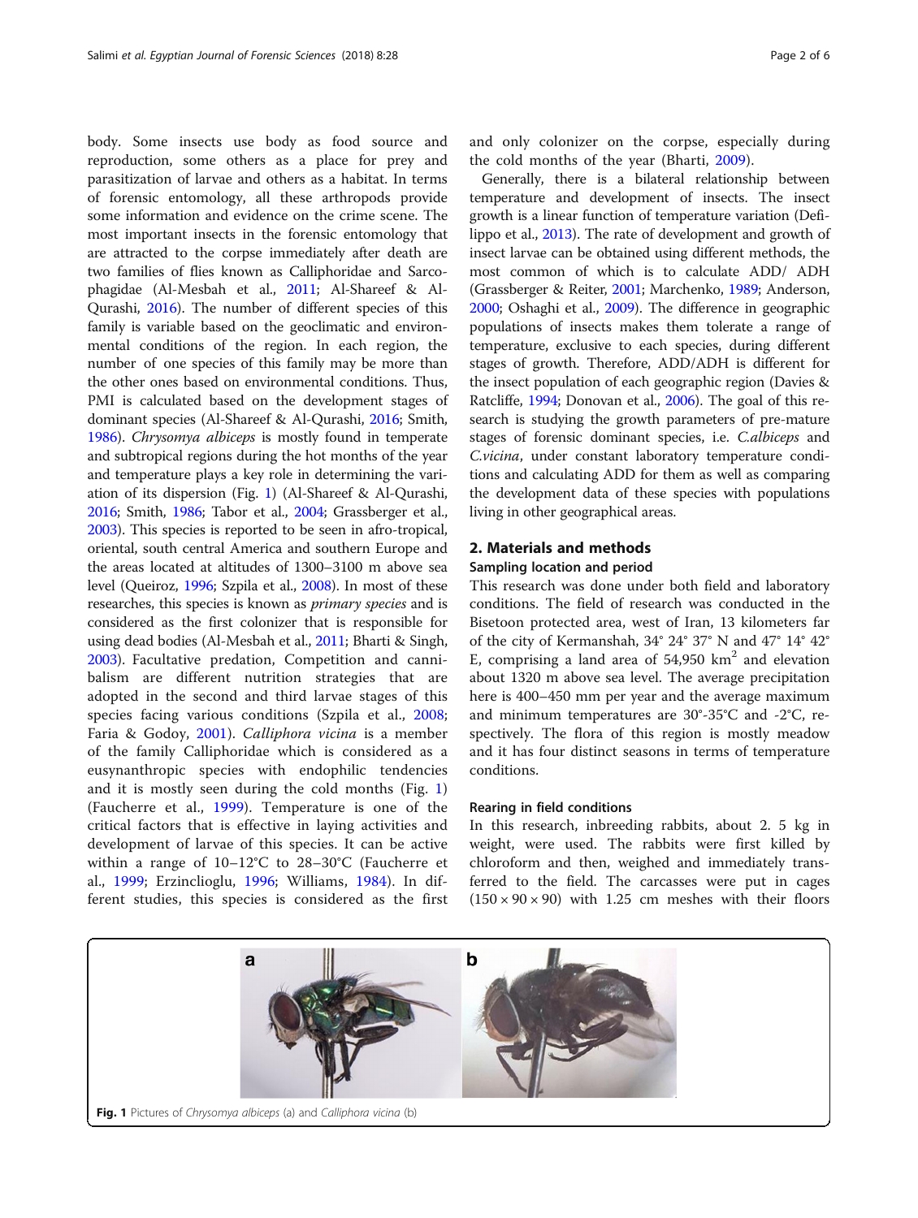body. Some insects use body as food source and reproduction, some others as a place for prey and parasitization of larvae and others as a habitat. In terms of forensic entomology, all these arthropods provide some information and evidence on the crime scene. The most important insects in the forensic entomology that are attracted to the corpse immediately after death are two families of flies known as Calliphoridae and Sarcophagidae (Al-Mesbah et al., 2011; Al-Shareef & Al-Qurashi, 2016). The number of different species of this family is variable based on the geoclimatic and environmental conditions of the region. In each region, the number of one species of this family may be more than the other ones based on environmental conditions. Thus, PMI is calculated based on the development stages of dominant species (Al-Shareef & Al-Qurashi, 2016; Smith, 1986). *Chrysomya albiceps* is mostly found in temperate and subtropical regions during the hot months of the year and temperature plays a key role in determining the variation of its dispersion (Fig. 1) (Al-Shareef & Al-Qurashi, 2016; Smith, 1986; Tabor et al., 2004; Grassberger et al., 2003). This species is reported to be seen in afro-tropical, oriental, south central America and southern Europe and the areas located at altitudes of 1300–3100 m above sea level (Queiroz, 1996; Szpila et al., 2008). In most of these researches, this species is known as *primary species* and is considered as the first colonizer that is responsible for using dead bodies (Al-Mesbah et al., 2011; Bharti & Singh, 2003). Facultative predation, Competition and cannibalism are different nutrition strategies that are adopted in the second and third larvae stages of this species facing various conditions (Szpila et al., 2008; Faria & Godoy, 2001). *Calliphora vicina* is a member of the family Calliphoridae which is considered as a eusynanthropic species with endophilic tendencies and it is mostly seen during the cold months (Fig. 1) (Faucherre et al., 1999). Temperature is one of the critical factors that is effective in laying activities and development of larvae of this species. It can be active within a range of 10–12°C to 28–30°C (Faucherre et al., 1999; Erzinclioglu, 1996; Williams, 1984). In different studies, this species is considered as the first and only colonizer on the corpse, especially during the cold months of the year (Bharti, 2009).

Generally, there is a bilateral relationship between temperature and development of insects. The insect growth is a linear function of temperature variation (Defilippo et al., 2013). The rate of development and growth of insect larvae can be obtained using different methods, the most common of which is to calculate ADD/ ADH (Grassberger & Reiter, 2001; Marchenko, 1989; Anderson, 2000; Oshaghi et al., 2009). The difference in geographic populations of insects makes them tolerate a range of temperature, exclusive to each species, during different stages of growth. Therefore, ADD/ADH is different for the insect population of each geographic region (Davies & Ratcliffe, 1994; Donovan et al., 2006). The goal of this research is studying the growth parameters of pre-mature stages of forensic dominant species, i.e. *C.albiceps* and *C.vicina*, under constant laboratory temperature conditions and calculating ADD for them as well as comparing the development data of these species with populations living in other geographical areas.

## 2. Materials and methods

### Sampling location and period

This research was done under both field and laboratory conditions. The field of research was conducted in the Bisetoon protected area, west of Iran, 13 kilometers far of the city of Kermanshah, 34° 24' 37" N and 47° 14' 42" E, comprising a land area of 54,950 km$^2$ and elevation about 1320 m above sea level. The average precipitation here is 400–450 mm per year and the average maximum and minimum temperatures are 30°-35°C and -2°C, respectively. The flora of this region is mostly meadow and it has four distinct seasons in terms of temperature conditions.

### Rearing in field conditions

In this research, inbreeding rabbits, about 2. 5 kg in weight, were used. The rabbits were first killed by chloroform and then, weighed and immediately transferred to the field. The carcasses were put in cages (150 × 90 × 90) with 1.25 cm meshes with their floors

**Fig. 1** Pictures of *Chrysomya albiceps* (a) and *Calliphora vicina* (b)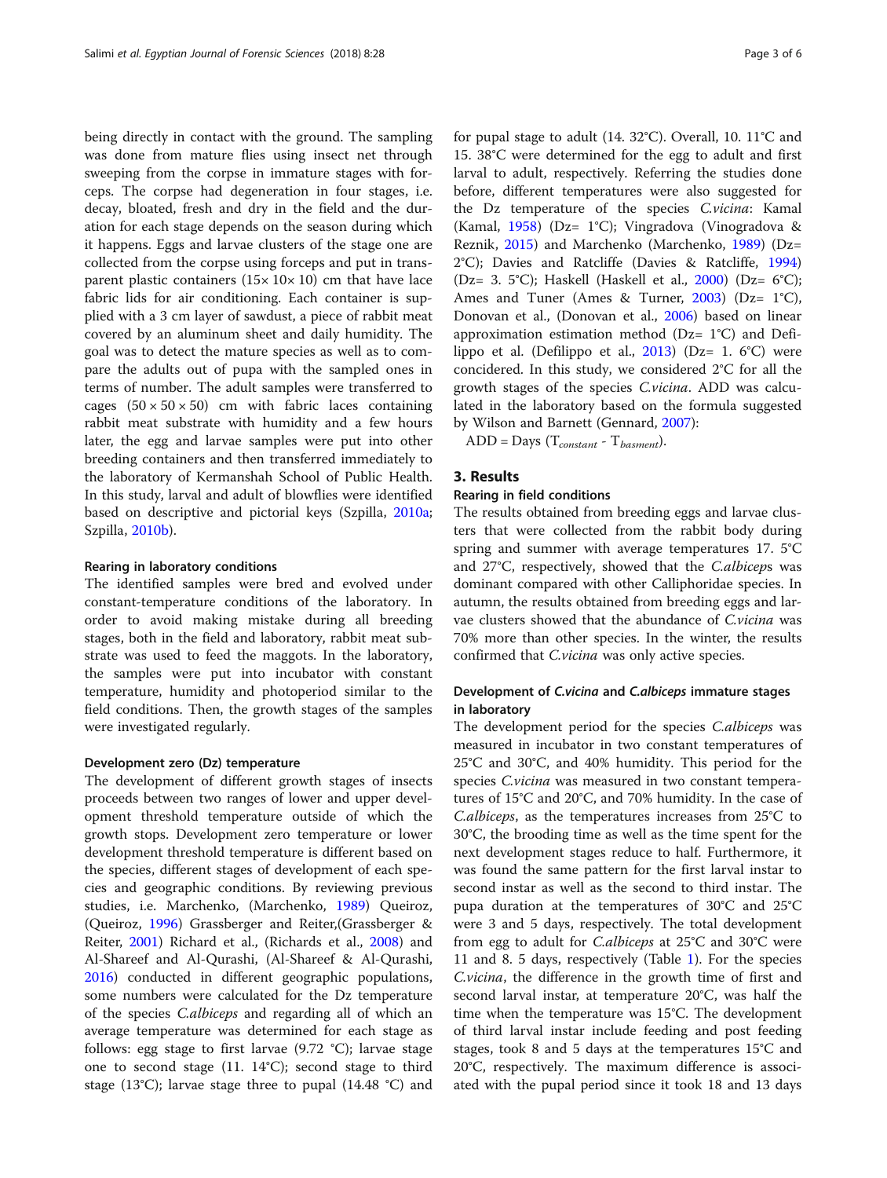being directly in contact with the ground. The sampling was done from mature flies using insect net through sweeping from the corpse in immature stages with forceps. The corpse had degeneration in four stages, i.e. decay, bloated, fresh and dry in the field and the duration for each stage depends on the season during which it happens. Eggs and larvae clusters of the stage one are collected from the corpse using forceps and put in transparent plastic containers (15× 10× 10) cm that have lace fabric lids for air conditioning. Each container is supplied with a 3 cm layer of sawdust, a piece of rabbit meat covered by an aluminum sheet and daily humidity. The goal was to detect the mature species as well as to compare the adults out of pupa with the sampled ones in terms of number. The adult samples were transferred to cages (50 × 50 × 50) cm with fabric laces containing rabbit meat substrate with humidity and a few hours later, the egg and larvae samples were put into other breeding containers and then transferred immediately to the laboratory of Kermanshah School of Public Health. In this study, larval and adult of blowflies were identified based on descriptive and pictorial keys (Szpilla, 2010a; Szpilla, 2010b).

#### Rearing in laboratory conditions

The identified samples were bred and evolved under constant-temperature conditions of the laboratory. In order to avoid making mistake during all breeding stages, both in the field and laboratory, rabbit meat substrate was used to feed the maggots. In the laboratory, the samples were put into incubator with constant temperature, humidity and photoperiod similar to the field conditions. Then, the growth stages of the samples were investigated regularly.

#### Development zero (Dz) temperature

The development of different growth stages of insects proceeds between two ranges of lower and upper development threshold temperature outside of which the growth stops. Development zero temperature or lower development threshold temperature is different based on the species, different stages of development of each species and geographic conditions. By reviewing previous studies, i.e. Marchenko, (Marchenko, 1989) Queiroz, (Queiroz, 1996) Grassberger and Reiter,(Grassberger & Reiter, 2001) Richard et al., (Richards et al., 2008) and Al-Shareef and Al-Qurashi, (Al-Shareef & Al-Qurashi, 2016) conducted in different geographic populations, some numbers were calculated for the Dz temperature of the species *C.albiceps* and regarding all of which an average temperature was determined for each stage as follows: egg stage to first larvae (9.72 °C); larvae stage one to second stage (11. 14°C); second stage to third stage (13°C); larvae stage three to pupal (14.48 °C) and for pupal stage to adult (14. 32°C). Overall, 10. 11°C and 15. 38°C were determined for the egg to adult and first larval to adult, respectively. Referring the studies done before, different temperatures were also suggested for the Dz temperature of the species *C.vicina*: Kamal (Kamal, 1958) (Dz= 1°C); Vingradova (Vinogradova & Reznik, 2015) and Marchenko (Marchenko, 1989) (Dz= 2°C); Davies and Ratcliffe (Davies & Ratcliffe, 1994) (Dz= 3. 5°C); Haskell (Haskell et al., 2000) (Dz= 6°C); Ames and Tuner (Ames & Turner, 2003) (Dz= 1°C), Donovan et al., (Donovan et al., 2006) based on linear approximation estimation method (Dz= 1°C) and Defilippo et al. (Defilippo et al., 2013) (Dz= 1. 6°C) were concidered. In this study, we considered 2°C for all the growth stages of the species *C.vicina*. ADD was calculated in the laboratory based on the formula suggested by Wilson and Barnett (Gennard, 2007):

$$ADD = Days\ (T_{constant} - T_{basment}).$$

### 3. Results

#### Rearing in field conditions

The results obtained from breeding eggs and larvae clusters that were collected from the rabbit body during spring and summer with average temperatures 17. 5°C and 27°C, respectively, showed that the *C.albiceps* was dominant compared with other Calliphoridae species. In autumn, the results obtained from breeding eggs and larvae clusters showed that the abundance of *C.vicina* was 70% more than other species. In the winter, the results confirmed that *C.vicina* was only active species.

#### Development of *C.vicina* and *C.albiceps* immature stages in laboratory

The development period for the species *C.albiceps* was measured in incubator in two constant temperatures of 25°C and 30°C, and 40% humidity. This period for the species *C.vicina* was measured in two constant temperatures of 15°C and 20°C, and 70% humidity. In the case of *C.albiceps*, as the temperatures increases from 25°C to 30°C, the brooding time as well as the time spent for the next development stages reduce to half. Furthermore, it was found the same pattern for the first larval instar to second instar as well as the second to third instar. The pupa duration at the temperatures of 30°C and 25°C were 3 and 5 days, respectively. The total development from egg to adult for *C.albiceps* at 25°C and 30°C were 11 and 8. 5 days, respectively (Table 1). For the species *C.vicina*, the difference in the growth time of first and second larval instar, at temperature 20°C, was half the time when the temperature was 15°C. The development of third larval instar include feeding and post feeding stages, took 8 and 5 days at the temperatures 15°C and 20°C, respectively. The maximum difference is associated with the pupal period since it took 18 and 13 days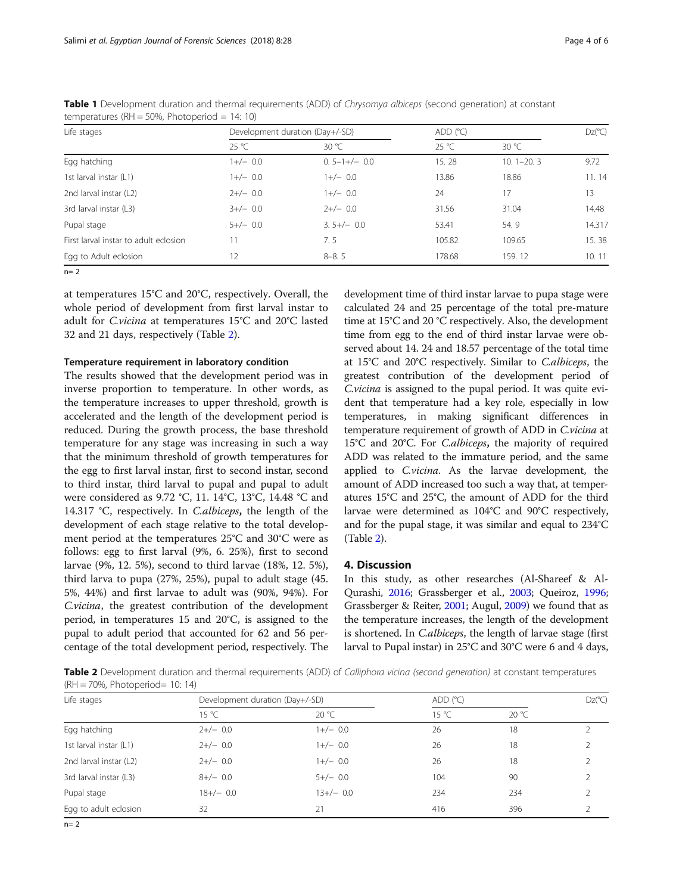**Table 1** Development duration and thermal requirements (ADD) of *Chrysomya albiceps* (second generation) at constant temperatures (RH = 50%, Photoperiod = 14: 10)

| Life stages | Development duration (Day+/-SD) | | ADD (°C) | | Dz(°C) |
|---|---|---|---|---|---|
| | 25 °C | 30 °C | 25 °C | 30 °C | |
| Egg hatching | 1+/− 0.0 | 0. 5−1+/− 0.0 | 15. 28 | 10. 1−20. 3 | 9.72 |
| 1st larval instar (L1) | 1+/− 0.0 | 1+/− 0.0 | 13.86 | 18.86 | 11. 14 |
| 2nd larval instar (L2) | 2+/− 0.0 | 1+/− 0.0 | 24 | 17 | 13 |
| 3rd larval instar (L3) | 3+/− 0.0 | 2+/− 0.0 | 31.56 | 31.04 | 14.48 |
| Pupal stage | 5+/− 0.0 | 3. 5+/− 0.0 | 53.41 | 54. 9 | 14.317 |
| First larval instar to adult eclosion | 11 | 7. 5 | 105.82 | 109.65 | 15. 38 |
| Egg to Adult eclosion | 12 | 8–8. 5 | 178.68 | 159. 12 | 10. 11 |

n= 2

at temperatures 15°C and 20°C, respectively. Overall, the whole period of development from first larval instar to adult for *C.vicina* at temperatures 15°C and 20°C lasted 32 and 21 days, respectively (Table 2).

#### Temperature requirement in laboratory condition

The results showed that the development period was in inverse proportion to temperature. In other words, as the temperature increases to upper threshold, growth is accelerated and the length of the development period is reduced. During the growth process, the base threshold temperature for any stage was increasing in such a way that the minimum threshold of growth temperatures for the egg to first larval instar, first to second instar, second to third instar, third larval to pupal and pupal to adult were considered as 9.72 °C, 11. 14°C, 13°C, 14.48 °C and 14.317 °C, respectively. In *C.albiceps***,** the length of the development of each stage relative to the total development period at the temperatures 25°C and 30°C were as follows: egg to first larval (9%, 6. 25%), first to second larvae (9%, 12. 5%), second to third larvae (18%, 12. 5%), third larva to pupa (27%, 25%), pupal to adult stage (45. 5%, 44%) and first larvae to adult was (90%, 94%). For *C.vicina*, the greatest contribution of the development period, in temperatures 15 and 20°C, is assigned to the pupal to adult period that accounted for 62 and 56 percentage of the total development period, respectively. The development time of third instar larvae to pupa stage were calculated 24 and 25 percentage of the total pre-mature time at 15°C and 20 °C respectively. Also, the development time from egg to the end of third instar larvae were observed about 14. 24 and 18.57 percentage of the total time at 15°C and 20°C respectively. Similar to *C.albiceps*, the greatest contribution of the development period of *C.vicina* is assigned to the pupal period. It was quite evident that temperature had a key role, especially in low temperatures, in making significant differences in temperature requirement of growth of ADD in *C.vicina* at 15°C and 20°C. For *C.albiceps***,** the majority of required ADD was related to the immature period, and the same applied to *C.vicina*. As the larvae development, the amount of ADD increased too such a way that, at temperatures 15°C and 25°C, the amount of ADD for the third larvae were determined as 104°C and 90°C respectively, and for the pupal stage, it was similar and equal to 234°C (Table 2).

## 4. Discussion

In this study, as other researches (Al-Shareef & Al-Qurashi, 2016; Grassberger et al., 2003; Queiroz, 1996; Grassberger & Reiter, 2001; Augul, 2009) we found that as the temperature increases, the length of the development is shortened. In *C.albiceps*, the length of larvae stage (first larval to Pupal instar) in 25°C and 30°C were 6 and 4 days,

**Table 2** Development duration and thermal requirements (ADD) of *Calliphora vicina (second generation)* at constant temperatures (RH = 70%, Photoperiod= 10: 14)

| Life stages | Development duration (Day+/-SD) | | ADD (°C) | | Dz(°C) |
|---|---|---|---|---|---|
| | 15 °C | 20 °C | 15 °C | 20 °C | |
| Egg hatching | 2+/− 0.0 | 1+/− 0.0 | 26 | 18 | 2 |
| 1st larval instar (L1) | 2+/− 0.0 | 1+/− 0.0 | 26 | 18 | 2 |
| 2nd larval instar (L2) | 2+/− 0.0 | 1+/− 0.0 | 26 | 18 | 2 |
| 3rd larval instar (L3) | 8+/− 0.0 | 5+/− 0.0 | 104 | 90 | 2 |
| Pupal stage | 18+/− 0.0 | 13+/− 0.0 | 234 | 234 | 2 |
| Egg to adult eclosion | 32 | 21 | 416 | 396 | 2 |

n= 2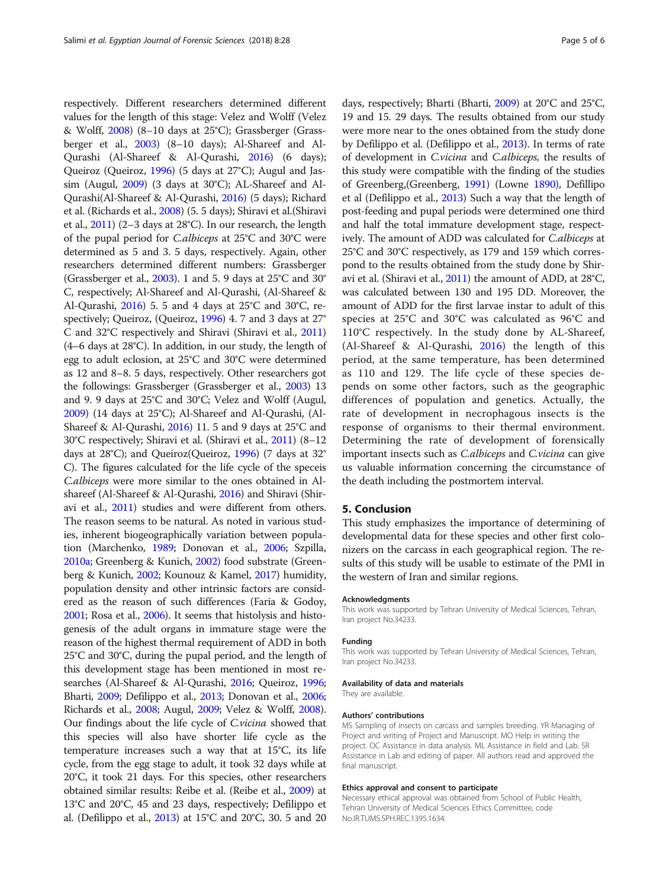respectively. Different researchers determined different values for the length of this stage: Velez and Wolff (Velez & Wolff, 2008) (8–10 days at 25°C); Grassberger (Grassberger et al., 2003) (8–10 days); Al-Shareef and Al-Qurashi (Al-Shareef & Al-Qurashi, 2016) (6 days); Queiroz (Queiroz, 1996) (5 days at 27°C); Augul and Jassim (Augul, 2009) (3 days at 30°C); AL-Shareef and Al-Qurashi(Al-Shareef & Al-Qurashi, 2016) (5 days); Richard et al. (Richards et al., 2008) (5. 5 days); Shiravi et al.(Shiravi et al., 2011) (2–3 days at 28°C). In our research, the length of the pupal period for *C.albiceps* at 25°C and 30°C were determined as 5 and 3. 5 days, respectively. Again, other researchers determined different numbers: Grassberger (Grassberger et al., 2003). 1 and 5. 9 days at 25°C and 30°C, respectively; Al-Shareef and Al-Qurashi, (Al-Shareef & Al-Qurashi, 2016) 5. 5 and 4 days at 25°C and 30°C, respectively; Queiroz, (Queiroz, 1996) 4. 7 and 3 days at 27°C and 32°C respectively and Shiravi (Shiravi et al., 2011) (4–6 days at 28°C). In addition, in our study, the length of egg to adult eclosion, at 25°C and 30°C were determined as 12 and 8–8. 5 days, respectively. Other researchers got the followings: Grassberger (Grassberger et al., 2003) 13 and 9. 9 days at 25°C and 30°C; Velez and Wolff (Augul, 2009) (14 days at 25°C); Al-Shareef and Al-Qurashi, (Al-Shareef & Al-Qurashi, 2016) 11. 5 and 9 days at 25°C and 30°C respectively; Shiravi et al. (Shiravi et al., 2011) (8–12 days at 28°C); and Queiroz(Queiroz, 1996) (7 days at 32°C). The figures calculated for the life cycle of the speceis *C.albiceps* were more similar to the ones obtained in Al-shareef (Al-Shareef & Al-Qurashi, 2016) and Shiravi (Shiravi et al., 2011) studies and were different from others. The reason seems to be natural. As noted in various studies, inherent biogeographically variation between population (Marchenko, 1989; Donovan et al., 2006; Szpilla, 2010a; Greenberg & Kunich, 2002) food substrate (Greenberg & Kunich, 2002; Kounouz & Kamel, 2017) humidity, population density and other intrinsic factors are considered as the reason of such differences (Faria & Godoy, 2001; Rosa et al., 2006). It seems that histolysis and histogenesis of the adult organs in immature stage were the reason of the highest thermal requirement of ADD in both 25°C and 30°C, during the pupal period, and the length of this development stage has been mentioned in most researches (Al-Shareef & Al-Qurashi, 2016; Queiroz, 1996; Bharti, 2009; Defilippo et al., 2013; Donovan et al., 2006; Richards et al., 2008; Augul, 2009; Velez & Wolff, 2008). Our findings about the life cycle of *C.vicina* showed that this species will also have shorter life cycle as the temperature increases such a way that at 15°C, its life cycle, from the egg stage to adult, it took 32 days while at 20°C, it took 21 days. For this species, other researchers obtained similar results: Reibe et al. (Reibe et al., 2009) at 13°C and 20°C, 45 and 23 days, respectively; Defilippo et al. (Defilippo et al., 2013) at 15°C and 20°C, 30. 5 and 20 days, respectively; Bharti (Bharti, 2009) at 20°C and 25°C, 19 and 15. 29 days. The results obtained from our study were more near to the ones obtained from the study done by Defilippo et al. (Defilippo et al., 2013). In terms of rate of development in *C.vicina* and *C.albiceps,* the results of this study were compatible with the finding of the studies of Greenberg,(Greenberg, 1991) (Lowne 1890), Defillipo et al (Defilippo et al., 2013) Such a way that the length of post-feeding and pupal periods were determined one third and half the total immature development stage, respectively. The amount of ADD was calculated for *C.albiceps* at 25°C and 30°C respectively, as 179 and 159 which correspond to the results obtained from the study done by Shiravi et al. (Shiravi et al., 2011) the amount of ADD, at 28°C, was calculated between 130 and 195 DD. Moreover, the amount of ADD for the first larvae instar to adult of this species at 25°C and 30°C was calculated as 96°C and 110°C respectively. In the study done by AL-Shareef, (Al-Shareef & Al-Qurashi, 2016) the length of this period, at the same temperature, has been determined as 110 and 129. The life cycle of these species depends on some other factors, such as the geographic differences of population and genetics. Actually, the rate of development in necrophagous insects is the response of organisms to their thermal environment. Determining the rate of development of forensically important insects such as *C.albiceps* and *C.vicina* can give us valuable information concerning the circumstance of the death including the postmortem interval.

## 5. Conclusion

This study emphasizes the importance of determining of developmental data for these species and other first colonizers on the carcass in each geographical region. The results of this study will be usable to estimate of the PMI in the western of Iran and similar regions.

#### Acknowledgments

This work was supported by Tehran University of Medical Sciences, Tehran, Iran project No.34233.

#### Funding

This work was supported by Tehran University of Medical Sciences, Tehran, Iran project No.34233.

#### Availability of data and materials

They are available.

#### Authors' contributions

MS Sampling of insects on carcass and samples breeding. YR Managing of Project and writing of Project and Manuscript. MO Help in writing the project. OC Assistance in data analysis. ML Assistance in field and Lab. SR Assistance in Lab and editing of paper. All authors read and approved the final manuscript.

#### Ethics approval and consent to participate

Necessary ethical approval was obtained from School of Public Health, Tehran University of Medical Sciences Ethics Committee, code No.IR.TUMS.SPH.REC.1395.1634.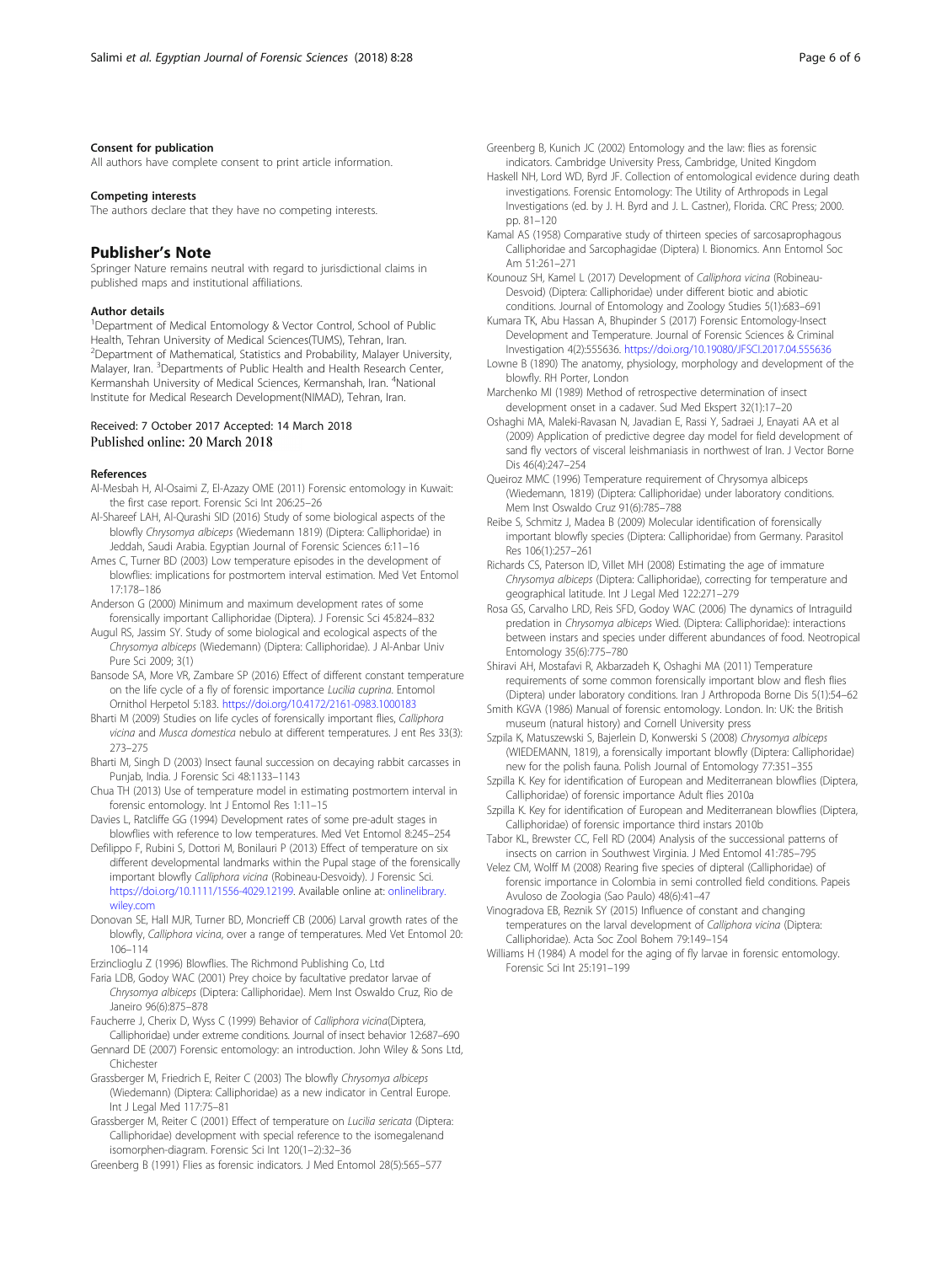#### Consent for publication

All authors have complete consent to print article information.

#### Competing interests

The authors declare that they have no competing interests.

## Publisher's Note

Springer Nature remains neutral with regard to jurisdictional claims in published maps and institutional affiliations.

#### Author details

[1]Department of Medical Entomology & Vector Control, School of Public Health, Tehran University of Medical Sciences(TUMS), Tehran, Iran. [2]Department of Mathematical, Statistics and Probability, Malayer University, Malayer, Iran. [3]Departments of Public Health and Health Research Center, Kermanshah University of Medical Sciences, Kermanshah, Iran. [4]National Institute for Medical Research Development(NIMAD), Tehran, Iran.

Received: 7 October 2017 Accepted: 14 March 2018
Published online: 20 March 2018

#### References

Al-Mesbah H, Al-Osaimi Z, El-Azazy OME (2011) Forensic entomology in Kuwait: the first case report. Forensic Sci Int 206:25–26

Al-Shareef LAH, Al-Qurashi SID (2016) Study of some biological aspects of the blowfly *Chrysomya albiceps* (Wiedemann 1819) (Diptera: Calliphoridae) in Jeddah, Saudi Arabia. Egyptian Journal of Forensic Sciences 6:11–16

Ames C, Turner BD (2003) Low temperature episodes in the development of blowflies: implications for postmortem interval estimation. Med Vet Entomol 17:178–186

Anderson G (2000) Minimum and maximum development rates of some forensically important Calliphoridae (Diptera). J Forensic Sci 45:824–832

Augul RS, Jassim SY. Study of some biological and ecological aspects of the *Chrysomya albiceps* (Wiedemann) (Diptera: Calliphoridae). J Al-Anbar Univ Pure Sci 2009; 3(1)

Bansode SA, More VR, Zambare SP (2016) Effect of different constant temperature on the life cycle of a fly of forensic importance *Lucilia cuprina*. Entomol Ornithol Herpetol 5:183. https://doi.org/10.4172/2161-0983.1000183

Bharti M (2009) Studies on life cycles of forensically important flies, *Calliphora vicina* and *Musca domestica* nebulo at different temperatures. J ent Res 33(3): 273–275

Bharti M, Singh D (2003) Insect faunal succession on decaying rabbit carcasses in Punjab, India. J Forensic Sci 48:1133–1143

Chua TH (2013) Use of temperature model in estimating postmortem interval in forensic entomology. Int J Entomol Res 1:11–15

Davies L, Ratcliffe GG (1994) Development rates of some pre-adult stages in blowflies with reference to low temperatures. Med Vet Entomol 8:245–254

Defilippo F, Rubini S, Dottori M, Bonilauri P (2013) Effect of temperature on six different developmental landmarks within the Pupal stage of the forensically important blowfly *Calliphora vicina* (Robineau-Desvoidy). J Forensic Sci. https://doi.org/10.1111/1556-4029.12199. Available online at: onlinelibrary.wiley.com

Donovan SE, Hall MJR, Turner BD, Moncrieff CB (2006) Larval growth rates of the blowfly, *Calliphora vicina*, over a range of temperatures. Med Vet Entomol 20: 106–114

Erzinclioglu Z (1996) Blowflies. The Richmond Publishing Co, Ltd

Faria LDB, Godoy WAC (2001) Prey choice by facultative predator larvae of *Chrysomya albiceps* (Diptera: Calliphoridae). Mem Inst Oswaldo Cruz, Rio de Janeiro 96(6):875–878

Faucherre J, Cherix D, Wyss C (1999) Behavior of *Calliphora vicina*(Diptera, Calliphoridae) under extreme conditions. Journal of insect behavior 12:687–690

Gennard DE (2007) Forensic entomology: an introduction. John Wiley & Sons Ltd, Chichester

Grassberger M, Friedrich E, Reiter C (2003) The blowfly *Chrysomya albiceps* (Wiedemann) (Diptera: Calliphoridae) as a new indicator in Central Europe. Int J Legal Med 117:75–81

Grassberger M, Reiter C (2001) Effect of temperature on *Lucilia sericata* (Diptera: Calliphoridae) development with special reference to the isomegalenand isomorphen-diagram. Forensic Sci Int 120(1–2):32–36

Greenberg B (1991) Flies as forensic indicators. J Med Entomol 28(5):565–577

Greenberg B, Kunich JC (2002) Entomology and the law: flies as forensic indicators. Cambridge University Press, Cambridge, United Kingdom

Haskell NH, Lord WD, Byrd JF. Collection of entomological evidence during death investigations. Forensic Entomology: The Utility of Arthropods in Legal Investigations (ed. by J. H. Byrd and J. L. Castner), Florida. CRC Press; 2000. pp. 81–120

Kamal AS (1958) Comparative study of thirteen species of sarcosaprophagous Calliphoridae and Sarcophagidae (Diptera) I. Bionomics. Ann Entomol Soc Am 51:261–271

Kounouz SH, Kamel L (2017) Development of *Calliphora vicina* (Robineau-Desvoid) (Diptera: Calliphoridae) under different biotic and abiotic conditions. Journal of Entomology and Zoology Studies 5(1):683–691

Kumara TK, Abu Hassan A, Bhupinder S (2017) Forensic Entomology-Insect Development and Temperature. Journal of Forensic Sciences & Criminal Investigation 4(2):555636. https://doi.org/10.19080/JFSCI.2017.04.555636

Lowne B (1890) The anatomy, physiology, morphology and development of the blowfly. RH Porter, London

Marchenko MI (1989) Method of retrospective determination of insect development onset in a cadaver. Sud Med Ekspert 32(1):17–20

Oshaghi MA, Maleki-Ravasan N, Javadian E, Rassi Y, Sadraei J, Enayati AA et al (2009) Application of predictive degree day model for field development of sand fly vectors of visceral leishmaniasis in northwest of Iran. J Vector Borne Dis 46(4):247–254

Queiroz MMC (1996) Temperature requirement of Chrysomya albiceps (Wiedemann, 1819) (Diptera: Calliphoridae) under laboratory conditions. Mem Inst Oswaldo Cruz 91(6):785–788

Reibe S, Schmitz J, Madea B (2009) Molecular identification of forensically important blowfly species (Diptera: Calliphoridae) from Germany. Parasitol Res 106(1):257–261

Richards CS, Paterson ID, Villet MH (2008) Estimating the age of immature *Chrysomya albiceps* (Diptera: Calliphoridae), correcting for temperature and geographical latitude. Int J Legal Med 122:271–279

Rosa GS, Carvalho LRD, Reis SFD, Godoy WAC (2006) The dynamics of Intraguild predation in *Chrysomya albiceps* Wied. (Diptera: Calliphoridae): interactions between instars and species under different abundances of food. Neotropical Entomology 35(6):775–780

Shiravi AH, Mostafavi R, Akbarzadeh K, Oshaghi MA (2011) Temperature requirements of some common forensically important blow and flesh flies (Diptera) under laboratory conditions. Iran J Arthropoda Borne Dis 5(1):54–62

Smith KGVA (1986) Manual of forensic entomology. London. In: UK: the British museum (natural history) and Cornell University press

Szpila K, Matuszewski S, Bajerlein D, Konwerski S (2008) *Chrysomya albiceps* (WIEDEMANN, 1819), a forensically important blowfly (Diptera: Calliphoridae) new for the polish fauna. Polish Journal of Entomology 77:351–355

Szpila K. Key for identification of European and Mediterranean blowflies (Diptera, Calliphoridae) of forensic importance Adult flies 2010a

Szpila K. Key for identification of European and Mediterranean blowflies (Diptera, Calliphoridae) of forensic importance third instars 2010b

Tabor KL, Brewster CC, Fell RD (2004) Analysis of the successional patterns of insects on carrion in Southwest Virginia. J Med Entomol 41:785–795

Velez CM, Wolff M (2008) Rearing five species of dipteral (Calliphoridae) of forensic importance in Colombia in semi controlled field conditions. Papeis Avuloso de Zoologia (Sao Paulo) 48(6):41–47

Vinogradova EB, Reznik SY (2015) Influence of constant and changing temperatures on the larval development of *Calliphora vicina* (Diptera: Calliphoridae). Acta Soc Zool Bohem 79:149–154

Williams H (1984) A model for the aging of fly larvae in forensic entomology. Forensic Sci Int 25:191–199